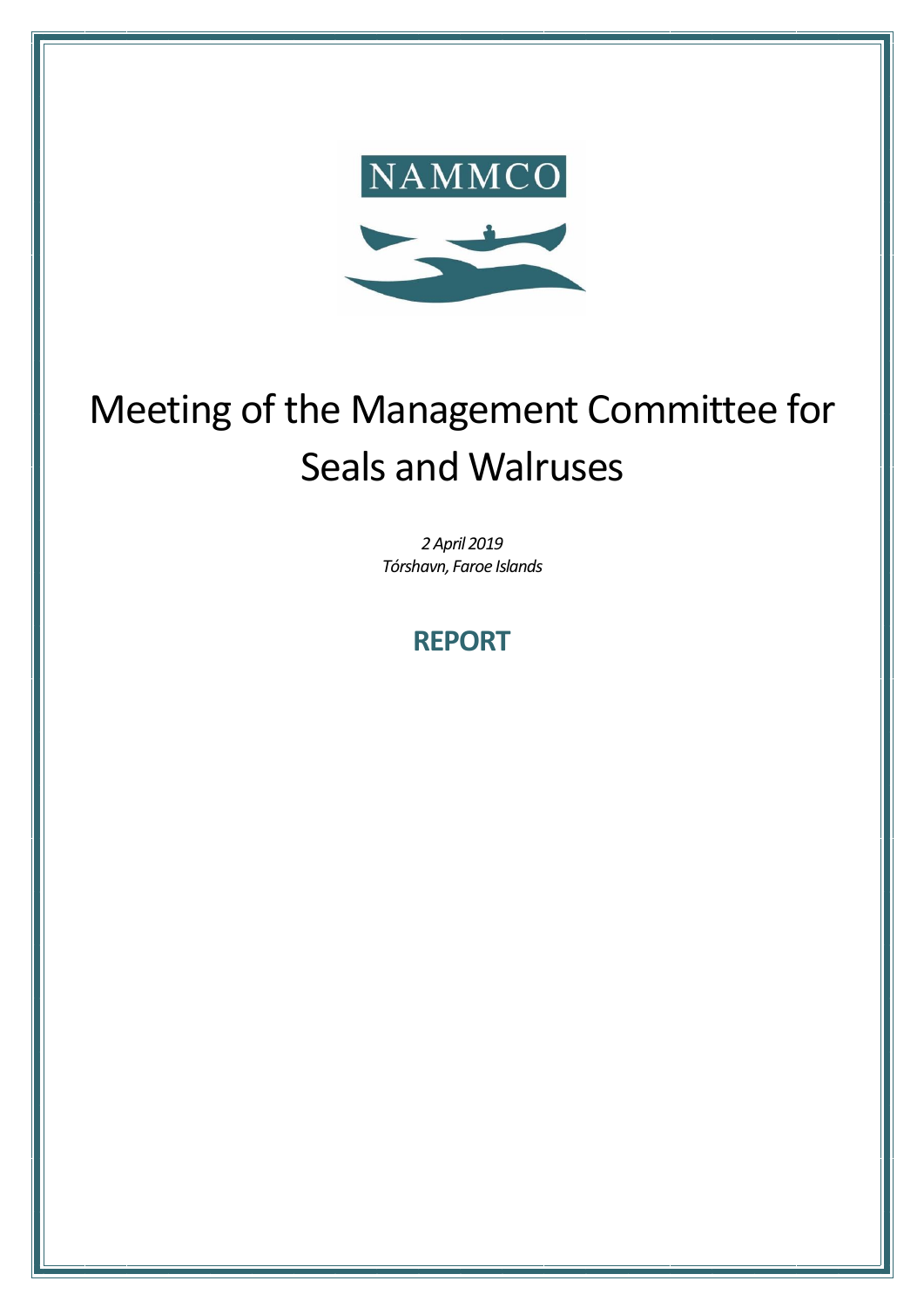NAMMCO

# Meeting of the Management Committee for Seals and Walruses

*2 April 2019*
*Tórshavn, Faroe Islands*

## REPORT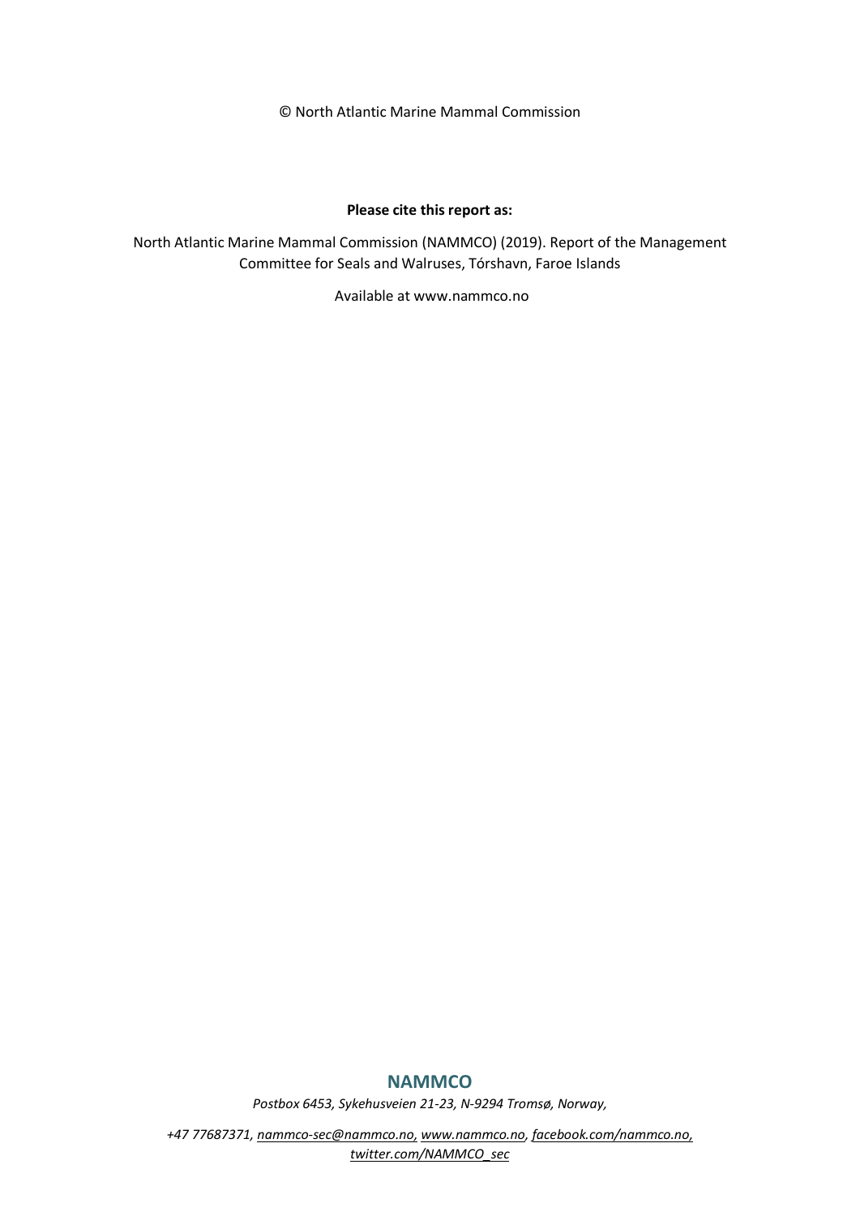© North Atlantic Marine Mammal Commission

**Please cite this report as:**

North Atlantic Marine Mammal Commission (NAMMCO) (2019). Report of the Management Committee for Seals and Walruses, Tórshavn, Faroe Islands

Available at www.nammco.no

**NAMMCO**

*Postbox 6453, Sykehusveien 21-23, N-9294 Tromsø, Norway,*

*+47 77687371, nammco-sec@nammco.no, www.nammco.no, facebook.com/nammco.no, twitter.com/NAMMCO_sec*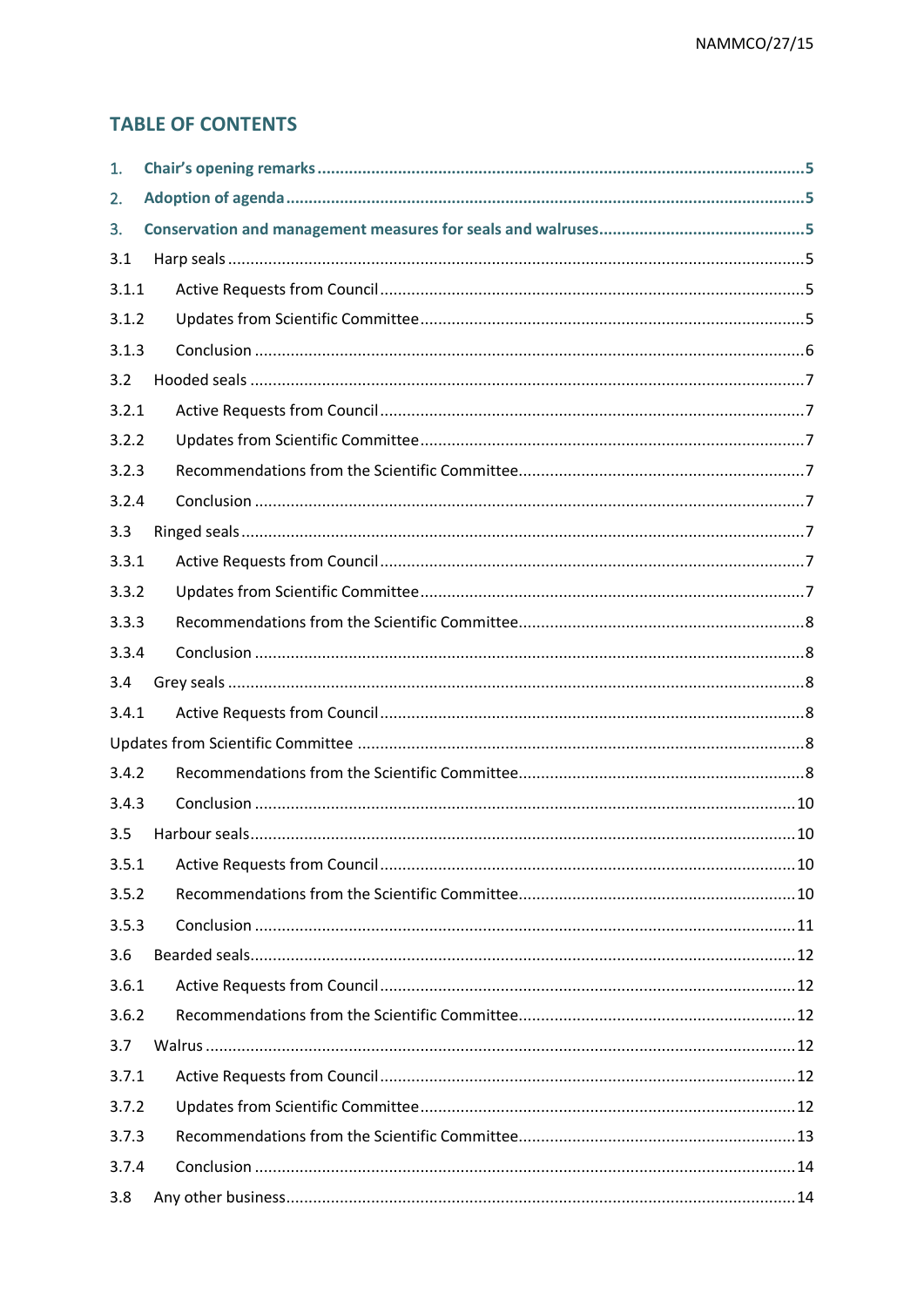## TABLE OF CONTENTS

**1. Chair's opening remarks ........................................................................................................5**

**2. Adoption of agenda .................................................................................................................5**

**3. Conservation and management measures for seals and walruses .............................................5**

3.1 Harp seals .............................................................................................................................5

3.1.1 Active Requests from Council .............................................................................................5

3.1.2 Updates from Scientific Committee ....................................................................................5

3.1.3 Conclusion ..........................................................................................................................6

3.2 Hooded seals .........................................................................................................................7

3.2.1 Active Requests from Council .............................................................................................7

3.2.2 Updates from Scientific Committee ....................................................................................7

3.2.3 Recommendations from the Scientific Committee...............................................................7

3.2.4 Conclusion ..........................................................................................................................7

3.3 Ringed seals ...........................................................................................................................7

3.3.1 Active Requests from Council .............................................................................................7

3.3.2 Updates from Scientific Committee ....................................................................................7

3.3.3 Recommendations from the Scientific Committee...............................................................8

3.3.4 Conclusion ..........................................................................................................................8

3.4 Grey seals ..............................................................................................................................8

3.4.1 Active Requests from Council .............................................................................................8

Updates from Scientific Committee ..........................................................................................8

3.4.2 Recommendations from the Scientific Committee...............................................................8

3.4.3 Conclusion ........................................................................................................................10

3.5 Harbour seals .......................................................................................................................10

3.5.1 Active Requests from Council ...........................................................................................10

3.5.2 Recommendations from the Scientific Committee.............................................................10

3.5.3 Conclusion ........................................................................................................................11

3.6 Bearded seals .......................................................................................................................12

3.6.1 Active Requests from Council ...........................................................................................12

3.6.2 Recommendations from the Scientific Committee.............................................................12

3.7 Walrus ..................................................................................................................................12

3.7.1 Active Requests from Council ...........................................................................................12

3.7.2 Updates from Scientific Committee ..................................................................................12

3.7.3 Recommendations from the Scientific Committee.............................................................13

3.7.4 Conclusion ........................................................................................................................14

3.8 Any other business ...............................................................................................................14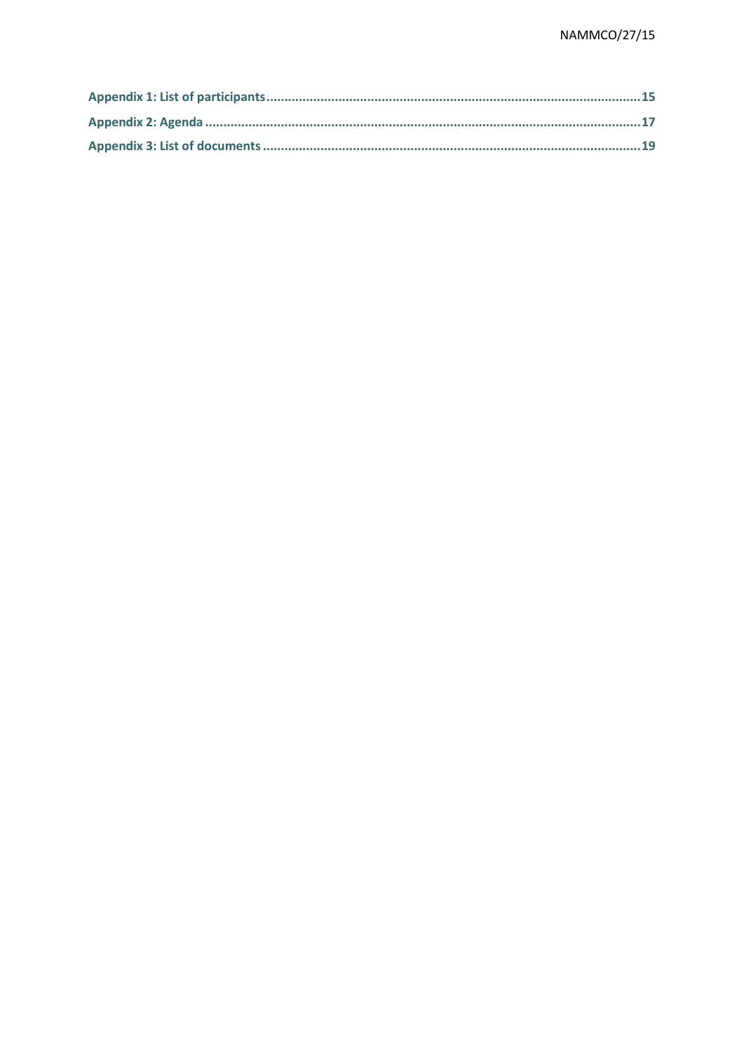**Appendix 1: List of participants** .......................................................................................................15

**Appendix 2: Agenda** ........................................................................................................................17

**Appendix 3: List of documents** ........................................................................................................19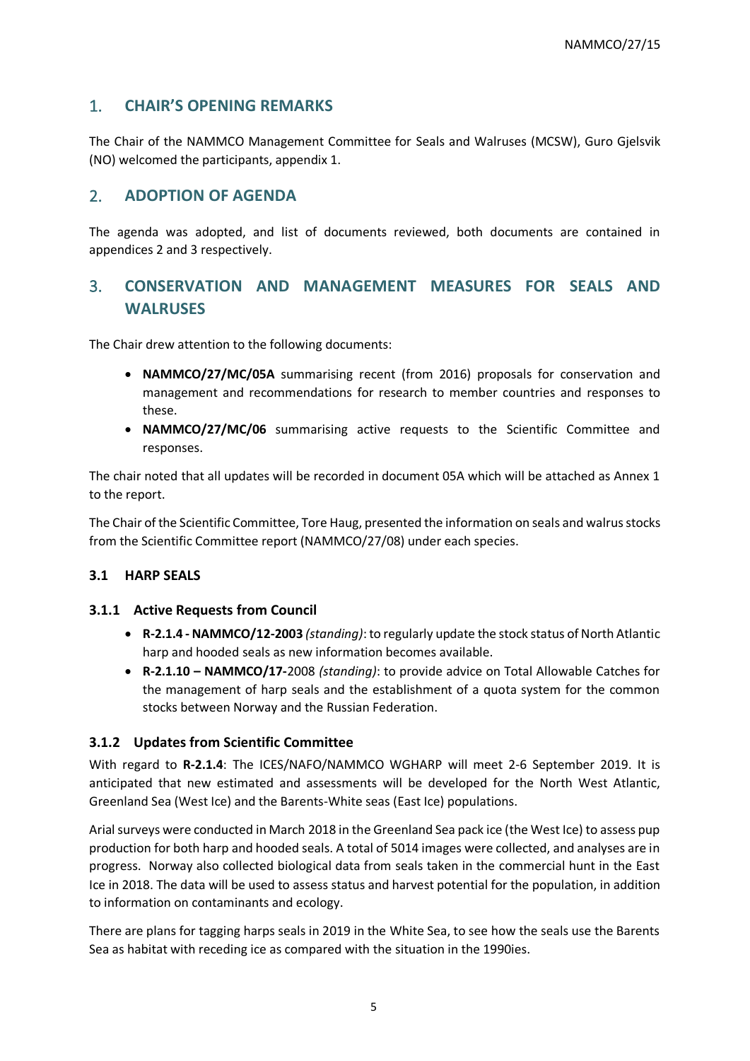## 1. CHAIR'S OPENING REMARKS

The Chair of the NAMMCO Management Committee for Seals and Walruses (MCSW), Guro Gjelsvik (NO) welcomed the participants, appendix 1.

## 2. ADOPTION OF AGENDA

The agenda was adopted, and list of documents reviewed, both documents are contained in appendices 2 and 3 respectively.

## 3. CONSERVATION AND MANAGEMENT MEASURES FOR SEALS AND WALRUSES

The Chair drew attention to the following documents:

- **NAMMCO/27/MC/05A** summarising recent (from 2016) proposals for conservation and management and recommendations for research to member countries and responses to these.
- **NAMMCO/27/MC/06** summarising active requests to the Scientific Committee and responses.

The chair noted that all updates will be recorded in document 05A which will be attached as Annex 1 to the report.

The Chair of the Scientific Committee, Tore Haug, presented the information on seals and walrus stocks from the Scientific Committee report (NAMMCO/27/08) under each species.

### 3.1 HARP SEALS

#### 3.1.1 Active Requests from Council

- **R-2.1.4 - NAMMCO/12-2003** *(standing)*: to regularly update the stock status of North Atlantic harp and hooded seals as new information becomes available.
- **R-2.1.10 – NAMMCO/17-**2008 *(standing)*: to provide advice on Total Allowable Catches for the management of harp seals and the establishment of a quota system for the common stocks between Norway and the Russian Federation.

#### 3.1.2 Updates from Scientific Committee

With regard to **R-2.1.4**: The ICES/NAFO/NAMMCO WGHARP will meet 2-6 September 2019. It is anticipated that new estimated and assessments will be developed for the North West Atlantic, Greenland Sea (West Ice) and the Barents-White seas (East Ice) populations.

Arial surveys were conducted in March 2018 in the Greenland Sea pack ice (the West Ice) to assess pup production for both harp and hooded seals. A total of 5014 images were collected, and analyses are in progress. Norway also collected biological data from seals taken in the commercial hunt in the East Ice in 2018. The data will be used to assess status and harvest potential for the population, in addition to information on contaminants and ecology.

There are plans for tagging harps seals in 2019 in the White Sea, to see how the seals use the Barents Sea as habitat with receding ice as compared with the situation in the 1990ies.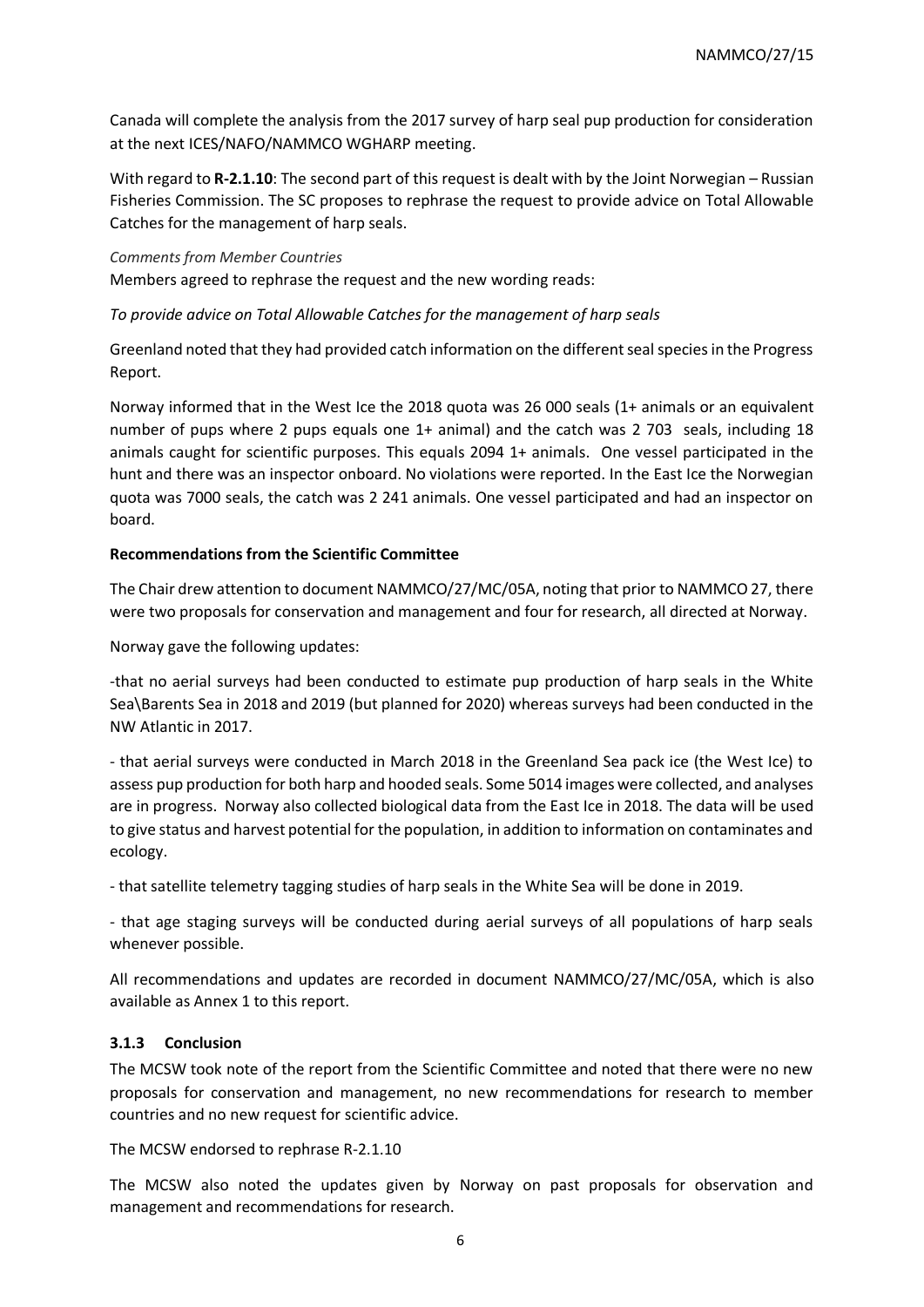Canada will complete the analysis from the 2017 survey of harp seal pup production for consideration at the next ICES/NAFO/NAMMCO WGHARP meeting.

With regard to **R-2.1.10**: The second part of this request is dealt with by the Joint Norwegian – Russian Fisheries Commission. The SC proposes to rephrase the request to provide advice on Total Allowable Catches for the management of harp seals.

*Comments from Member Countries*

Members agreed to rephrase the request and the new wording reads:

*To provide advice on Total Allowable Catches for the management of harp seals*

Greenland noted that they had provided catch information on the different seal species in the Progress Report.

Norway informed that in the West Ice the 2018 quota was 26 000 seals (1+ animals or an equivalent number of pups where 2 pups equals one 1+ animal) and the catch was 2 703 seals, including 18 animals caught for scientific purposes. This equals 2094 1+ animals. One vessel participated in the hunt and there was an inspector onboard. No violations were reported. In the East Ice the Norwegian quota was 7000 seals, the catch was 2 241 animals. One vessel participated and had an inspector on board.

**Recommendations from the Scientific Committee**

The Chair drew attention to document NAMMCO/27/MC/05A, noting that prior to NAMMCO 27, there were two proposals for conservation and management and four for research, all directed at Norway.

Norway gave the following updates:

-that no aerial surveys had been conducted to estimate pup production of harp seals in the White Sea\Barents Sea in 2018 and 2019 (but planned for 2020) whereas surveys had been conducted in the NW Atlantic in 2017.

- that aerial surveys were conducted in March 2018 in the Greenland Sea pack ice (the West Ice) to assess pup production for both harp and hooded seals. Some 5014 images were collected, and analyses are in progress. Norway also collected biological data from the East Ice in 2018. The data will be used to give status and harvest potential for the population, in addition to information on contaminates and ecology.

- that satellite telemetry tagging studies of harp seals in the White Sea will be done in 2019.

- that age staging surveys will be conducted during aerial surveys of all populations of harp seals whenever possible.

All recommendations and updates are recorded in document NAMMCO/27/MC/05A, which is also available as Annex 1 to this report.

### 3.1.3 Conclusion

The MCSW took note of the report from the Scientific Committee and noted that there were no new proposals for conservation and management, no new recommendations for research to member countries and no new request for scientific advice.

The MCSW endorsed to rephrase R-2.1.10

The MCSW also noted the updates given by Norway on past proposals for observation and management and recommendations for research.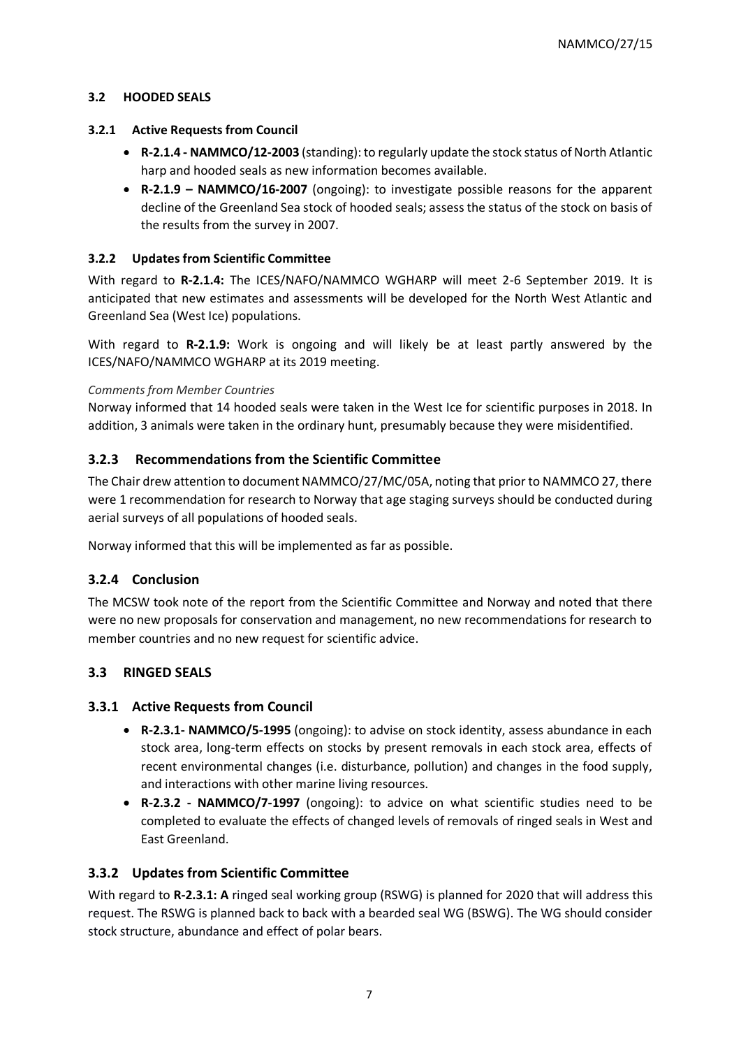### 3.2 HOODED SEALS

#### 3.2.1 Active Requests from Council

- **R-2.1.4 - NAMMCO/12-2003** (standing): to regularly update the stock status of North Atlantic harp and hooded seals as new information becomes available.
- **R-2.1.9 – NAMMCO/16-2007** (ongoing): to investigate possible reasons for the apparent decline of the Greenland Sea stock of hooded seals; assess the status of the stock on basis of the results from the survey in 2007.

#### 3.2.2 Updates from Scientific Committee

With regard to **R-2.1.4:** The ICES/NAFO/NAMMCO WGHARP will meet 2-6 September 2019. It is anticipated that new estimates and assessments will be developed for the North West Atlantic and Greenland Sea (West Ice) populations.

With regard to **R-2.1.9:** Work is ongoing and will likely be at least partly answered by the ICES/NAFO/NAMMCO WGHARP at its 2019 meeting.

*Comments from Member Countries*

Norway informed that 14 hooded seals were taken in the West Ice for scientific purposes in 2018. In addition, 3 animals were taken in the ordinary hunt, presumably because they were misidentified.

#### 3.2.3 Recommendations from the Scientific Committee

The Chair drew attention to document NAMMCO/27/MC/05A, noting that prior to NAMMCO 27, there were 1 recommendation for research to Norway that age staging surveys should be conducted during aerial surveys of all populations of hooded seals.

Norway informed that this will be implemented as far as possible.

#### 3.2.4 Conclusion

The MCSW took note of the report from the Scientific Committee and Norway and noted that there were no new proposals for conservation and management, no new recommendations for research to member countries and no new request for scientific advice.

### 3.3 RINGED SEALS

#### 3.3.1 Active Requests from Council

- **R-2.3.1- NAMMCO/5-1995** (ongoing): to advise on stock identity, assess abundance in each stock area, long-term effects on stocks by present removals in each stock area, effects of recent environmental changes (i.e. disturbance, pollution) and changes in the food supply, and interactions with other marine living resources.
- **R-2.3.2 - NAMMCO/7-1997** (ongoing): to advice on what scientific studies need to be completed to evaluate the effects of changed levels of removals of ringed seals in West and East Greenland.

#### 3.3.2 Updates from Scientific Committee

With regard to **R-2.3.1: A** ringed seal working group (RSWG) is planned for 2020 that will address this request. The RSWG is planned back to back with a bearded seal WG (BSWG). The WG should consider stock structure, abundance and effect of polar bears.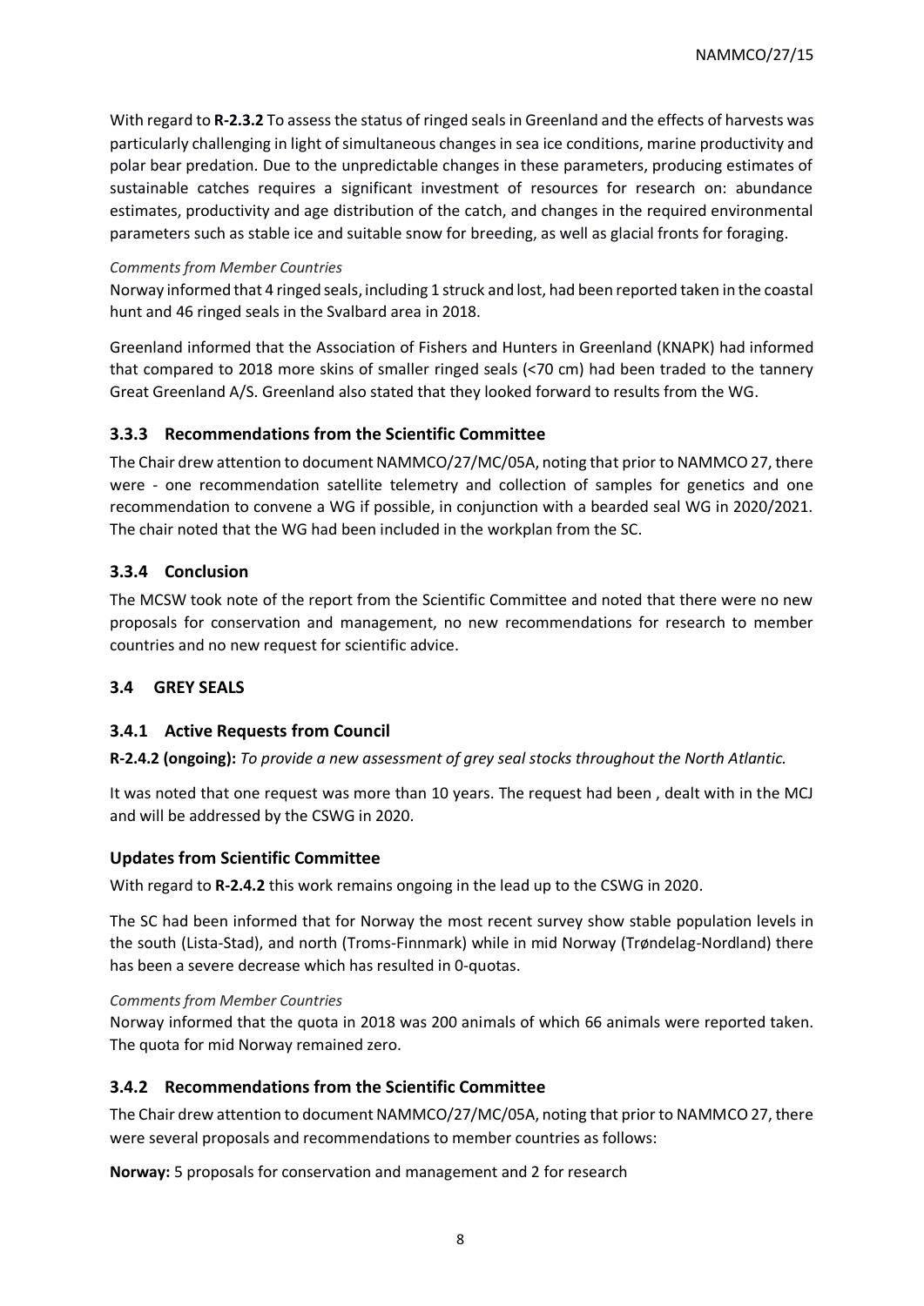With regard to **R-2.3.2** To assess the status of ringed seals in Greenland and the effects of harvests was particularly challenging in light of simultaneous changes in sea ice conditions, marine productivity and polar bear predation. Due to the unpredictable changes in these parameters, producing estimates of sustainable catches requires a significant investment of resources for research on: abundance estimates, productivity and age distribution of the catch, and changes in the required environmental parameters such as stable ice and suitable snow for breeding, as well as glacial fronts for foraging.

*Comments from Member Countries*

Norway informed that 4 ringed seals, including 1 struck and lost, had been reported taken in the coastal hunt and 46 ringed seals in the Svalbard area in 2018.

Greenland informed that the Association of Fishers and Hunters in Greenland (KNAPK) had informed that compared to 2018 more skins of smaller ringed seals (<70 cm) had been traded to the tannery Great Greenland A/S. Greenland also stated that they looked forward to results from the WG.

### 3.3.3 Recommendations from the Scientific Committee

The Chair drew attention to document NAMMCO/27/MC/05A, noting that prior to NAMMCO 27, there were - one recommendation satellite telemetry and collection of samples for genetics and one recommendation to convene a WG if possible, in conjunction with a bearded seal WG in 2020/2021. The chair noted that the WG had been included in the workplan from the SC.

### 3.3.4 Conclusion

The MCSW took note of the report from the Scientific Committee and noted that there were no new proposals for conservation and management, no new recommendations for research to member countries and no new request for scientific advice.

## 3.4 GREY SEALS

### 3.4.1 Active Requests from Council

**R-2.4.2 (ongoing):** *To provide a new assessment of grey seal stocks throughout the North Atlantic.*

It was noted that one request was more than 10 years. The request had been , dealt with in the MCJ and will be addressed by the CSWG in 2020.

### Updates from Scientific Committee

With regard to **R-2.4.2** this work remains ongoing in the lead up to the CSWG in 2020.

The SC had been informed that for Norway the most recent survey show stable population levels in the south (Lista-Stad), and north (Troms-Finnmark) while in mid Norway (Trøndelag-Nordland) there has been a severe decrease which has resulted in 0-quotas.

*Comments from Member Countries*

Norway informed that the quota in 2018 was 200 animals of which 66 animals were reported taken. The quota for mid Norway remained zero.

### 3.4.2 Recommendations from the Scientific Committee

The Chair drew attention to document NAMMCO/27/MC/05A, noting that prior to NAMMCO 27, there were several proposals and recommendations to member countries as follows:

**Norway:** 5 proposals for conservation and management and 2 for research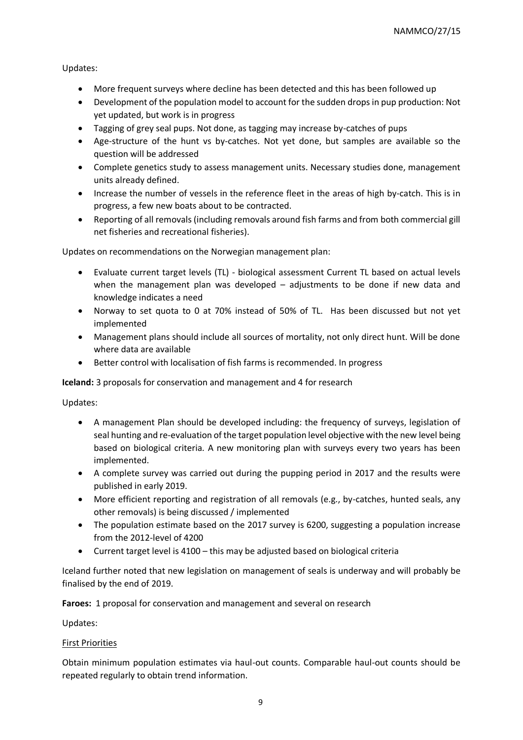Updates:

- More frequent surveys where decline has been detected and this has been followed up
- Development of the population model to account for the sudden drops in pup production: Not yet updated, but work is in progress
- Tagging of grey seal pups. Not done, as tagging may increase by-catches of pups
- Age-structure of the hunt vs by-catches. Not yet done, but samples are available so the question will be addressed
- Complete genetics study to assess management units. Necessary studies done, management units already defined.
- Increase the number of vessels in the reference fleet in the areas of high by-catch. This is in progress, a few new boats about to be contracted.
- Reporting of all removals (including removals around fish farms and from both commercial gill net fisheries and recreational fisheries).

Updates on recommendations on the Norwegian management plan:

- Evaluate current target levels (TL) - biological assessment Current TL based on actual levels when the management plan was developed – adjustments to be done if new data and knowledge indicates a need
- Norway to set quota to 0 at 70% instead of 50% of TL. Has been discussed but not yet implemented
- Management plans should include all sources of mortality, not only direct hunt. Will be done where data are available
- Better control with localisation of fish farms is recommended. In progress

**Iceland:** 3 proposals for conservation and management and 4 for research

Updates:

- A management Plan should be developed including: the frequency of surveys, legislation of seal hunting and re-evaluation of the target population level objective with the new level being based on biological criteria. A new monitoring plan with surveys every two years has been implemented.
- A complete survey was carried out during the pupping period in 2017 and the results were published in early 2019.
- More efficient reporting and registration of all removals (e.g., by-catches, hunted seals, any other removals) is being discussed / implemented
- The population estimate based on the 2017 survey is 6200, suggesting a population increase from the 2012-level of 4200
- Current target level is 4100 – this may be adjusted based on biological criteria

Iceland further noted that new legislation on management of seals is underway and will probably be finalised by the end of 2019.

**Faroes:** 1 proposal for conservation and management and several on research

Updates:

First Priorities

Obtain minimum population estimates via haul-out counts. Comparable haul-out counts should be repeated regularly to obtain trend information.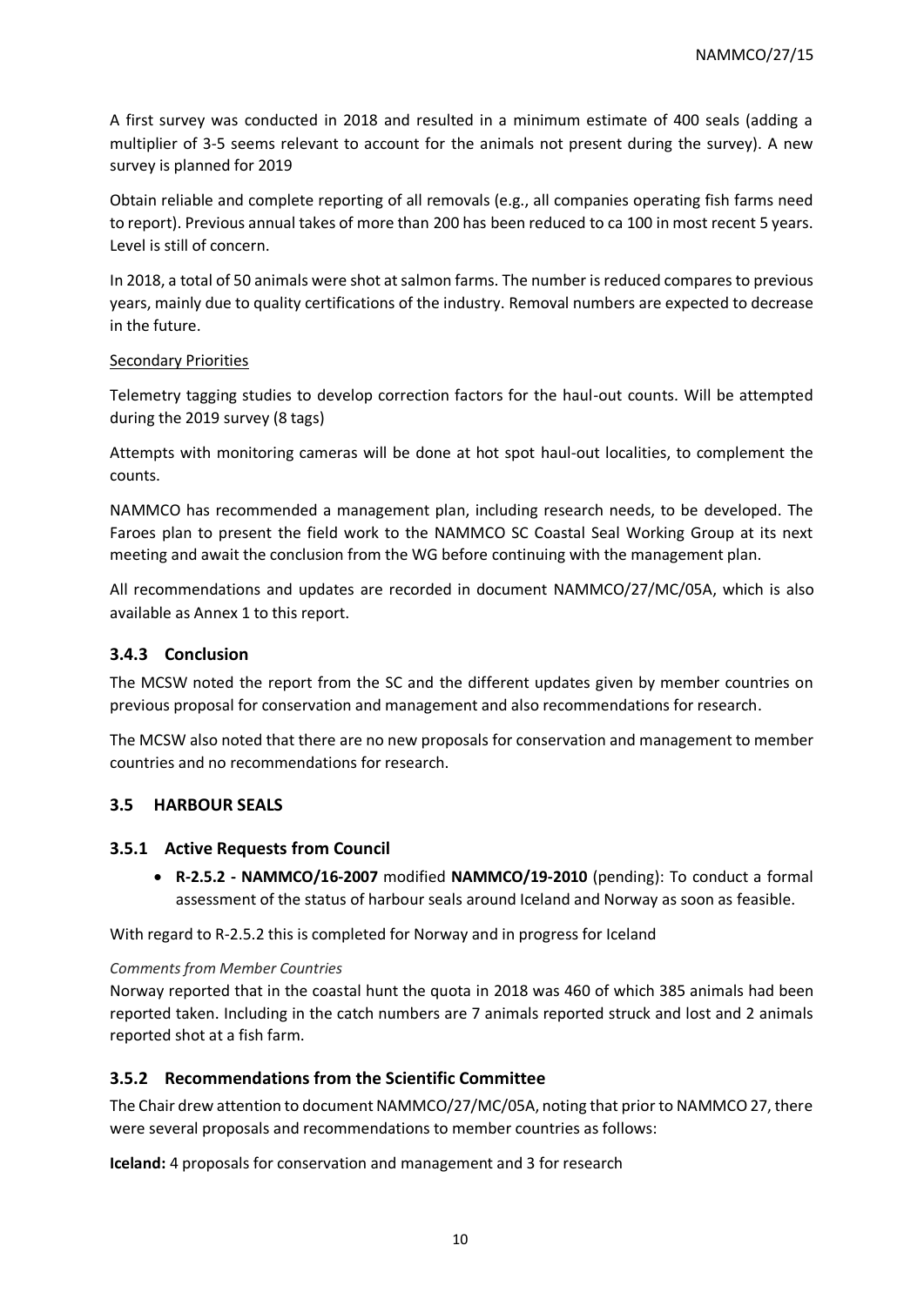A first survey was conducted in 2018 and resulted in a minimum estimate of 400 seals (adding a multiplier of 3-5 seems relevant to account for the animals not present during the survey). A new survey is planned for 2019

Obtain reliable and complete reporting of all removals (e.g., all companies operating fish farms need to report). Previous annual takes of more than 200 has been reduced to ca 100 in most recent 5 years. Level is still of concern.

In 2018, a total of 50 animals were shot at salmon farms. The number is reduced compares to previous years, mainly due to quality certifications of the industry. Removal numbers are expected to decrease in the future.

Secondary Priorities

Telemetry tagging studies to develop correction factors for the haul-out counts. Will be attempted during the 2019 survey (8 tags)

Attempts with monitoring cameras will be done at hot spot haul-out localities, to complement the counts.

NAMMCO has recommended a management plan, including research needs, to be developed. The Faroes plan to present the field work to the NAMMCO SC Coastal Seal Working Group at its next meeting and await the conclusion from the WG before continuing with the management plan.

All recommendations and updates are recorded in document NAMMCO/27/MC/05A, which is also available as Annex 1 to this report.

### 3.4.3 Conclusion

The MCSW noted the report from the SC and the different updates given by member countries on previous proposal for conservation and management and also recommendations for research.

The MCSW also noted that there are no new proposals for conservation and management to member countries and no recommendations for research.

## 3.5 HARBOUR SEALS

### 3.5.1 Active Requests from Council

- **R-2.5.2 - NAMMCO/16-2007** modified **NAMMCO/19-2010** (pending): To conduct a formal assessment of the status of harbour seals around Iceland and Norway as soon as feasible.

With regard to R-2.5.2 this is completed for Norway and in progress for Iceland

*Comments from Member Countries*

Norway reported that in the coastal hunt the quota in 2018 was 460 of which 385 animals had been reported taken. Including in the catch numbers are 7 animals reported struck and lost and 2 animals reported shot at a fish farm.

### 3.5.2 Recommendations from the Scientific Committee

The Chair drew attention to document NAMMCO/27/MC/05A, noting that prior to NAMMCO 27, there were several proposals and recommendations to member countries as follows:

**Iceland:** 4 proposals for conservation and management and 3 for research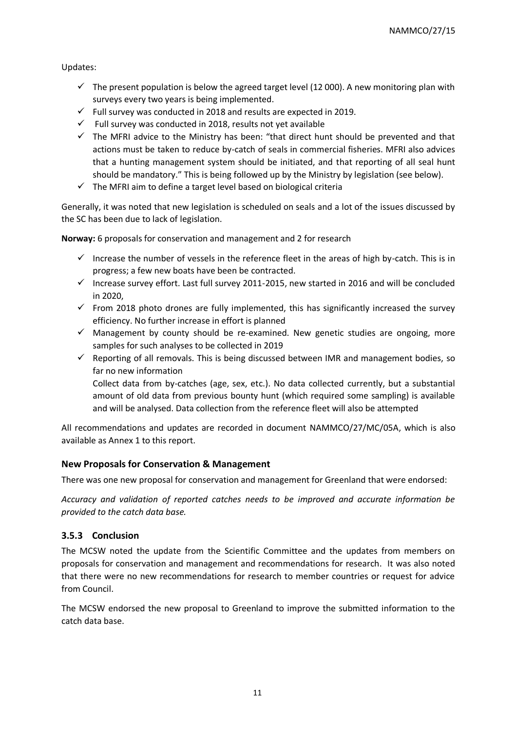Updates:

- ✓ The present population is below the agreed target level (12 000). A new monitoring plan with surveys every two years is being implemented.
- ✓ Full survey was conducted in 2018 and results are expected in 2019.
- ✓ Full survey was conducted in 2018, results not yet available
- ✓ The MFRI advice to the Ministry has been: "that direct hunt should be prevented and that actions must be taken to reduce by-catch of seals in commercial fisheries. MFRI also advices that a hunting management system should be initiated, and that reporting of all seal hunt should be mandatory." This is being followed up by the Ministry by legislation (see below).
- ✓ The MFRI aim to define a target level based on biological criteria

Generally, it was noted that new legislation is scheduled on seals and a lot of the issues discussed by the SC has been due to lack of legislation.

**Norway:** 6 proposals for conservation and management and 2 for research

- ✓ Increase the number of vessels in the reference fleet in the areas of high by-catch. This is in progress; a few new boats have been be contracted.
- ✓ Increase survey effort. Last full survey 2011-2015, new started in 2016 and will be concluded in 2020,
- ✓ From 2018 photo drones are fully implemented, this has significantly increased the survey efficiency. No further increase in effort is planned
- ✓ Management by county should be re-examined. New genetic studies are ongoing, more samples for such analyses to be collected in 2019
- ✓ Reporting of all removals. This is being discussed between IMR and management bodies, so far no new information

  Collect data from by-catches (age, sex, etc.). No data collected currently, but a substantial amount of old data from previous bounty hunt (which required some sampling) is available and will be analysed. Data collection from the reference fleet will also be attempted

All recommendations and updates are recorded in document NAMMCO/27/MC/05A, which is also available as Annex 1 to this report.

### New Proposals for Conservation & Management

There was one new proposal for conservation and management for Greenland that were endorsed:

*Accuracy and validation of reported catches needs to be improved and accurate information be provided to the catch data base.*

### 3.5.3 Conclusion

The MCSW noted the update from the Scientific Committee and the updates from members on proposals for conservation and management and recommendations for research. It was also noted that there were no new recommendations for research to member countries or request for advice from Council.

The MCSW endorsed the new proposal to Greenland to improve the submitted information to the catch data base.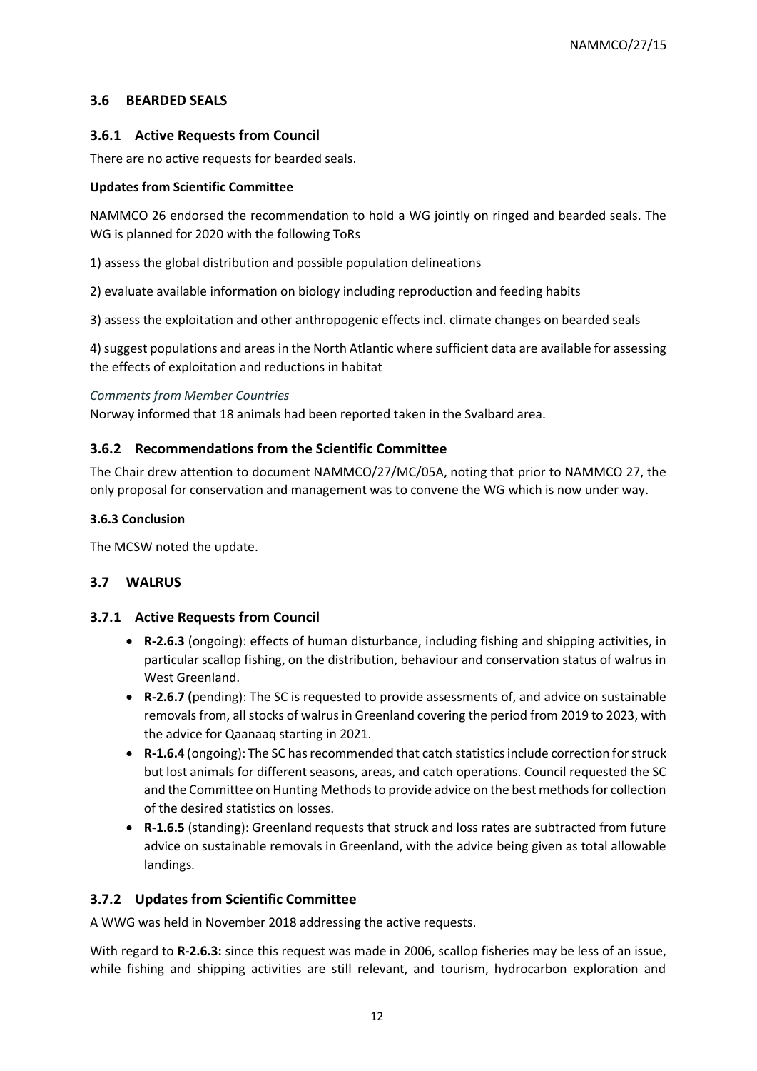## 3.6 BEARDED SEALS

### 3.6.1 Active Requests from Council

There are no active requests for bearded seals.

**Updates from Scientific Committee**

NAMMCO 26 endorsed the recommendation to hold a WG jointly on ringed and bearded seals. The WG is planned for 2020 with the following ToRs

1) assess the global distribution and possible population delineations

2) evaluate available information on biology including reproduction and feeding habits

3) assess the exploitation and other anthropogenic effects incl. climate changes on bearded seals

4) suggest populations and areas in the North Atlantic where sufficient data are available for assessing the effects of exploitation and reductions in habitat

*Comments from Member Countries*

Norway informed that 18 animals had been reported taken in the Svalbard area.

### 3.6.2 Recommendations from the Scientific Committee

The Chair drew attention to document NAMMCO/27/MC/05A, noting that prior to NAMMCO 27, the only proposal for conservation and management was to convene the WG which is now under way.

**3.6.3 Conclusion**

The MCSW noted the update.

## 3.7 WALRUS

### 3.7.1 Active Requests from Council

- **R-2.6.3** (ongoing): effects of human disturbance, including fishing and shipping activities, in particular scallop fishing, on the distribution, behaviour and conservation status of walrus in West Greenland.
- **R-2.6.7 (**pending): The SC is requested to provide assessments of, and advice on sustainable removals from, all stocks of walrus in Greenland covering the period from 2019 to 2023, with the advice for Qaanaaq starting in 2021.
- **R-1.6.4** (ongoing): The SC has recommended that catch statistics include correction for struck but lost animals for different seasons, areas, and catch operations. Council requested the SC and the Committee on Hunting Methods to provide advice on the best methods for collection of the desired statistics on losses.
- **R-1.6.5** (standing): Greenland requests that struck and loss rates are subtracted from future advice on sustainable removals in Greenland, with the advice being given as total allowable landings.

### 3.7.2 Updates from Scientific Committee

A WWG was held in November 2018 addressing the active requests.

With regard to **R-2.6.3:** since this request was made in 2006, scallop fisheries may be less of an issue, while fishing and shipping activities are still relevant, and tourism, hydrocarbon exploration and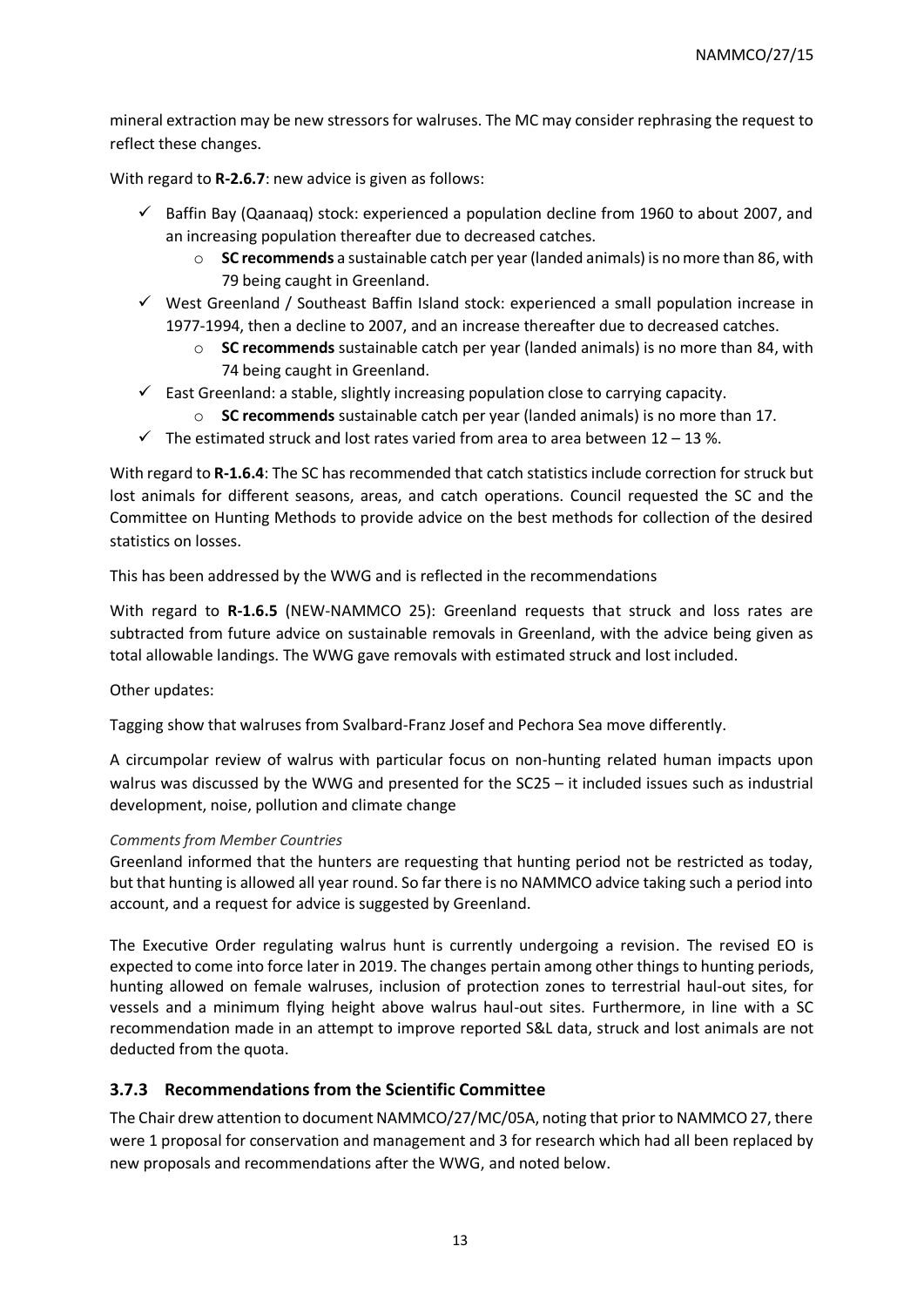mineral extraction may be new stressors for walruses. The MC may consider rephrasing the request to reflect these changes.

With regard to **R-2.6.7**: new advice is given as follows:

- ✓ Baffin Bay (Qaanaaq) stock: experienced a population decline from 1960 to about 2007, and an increasing population thereafter due to decreased catches.
  - **SC recommends** a sustainable catch per year (landed animals) is no more than 86, with 79 being caught in Greenland.
- ✓ West Greenland / Southeast Baffin Island stock: experienced a small population increase in 1977-1994, then a decline to 2007, and an increase thereafter due to decreased catches.
  - **SC recommends** sustainable catch per year (landed animals) is no more than 84, with 74 being caught in Greenland.
- ✓ East Greenland: a stable, slightly increasing population close to carrying capacity.
  - **SC recommends** sustainable catch per year (landed animals) is no more than 17.
- ✓ The estimated struck and lost rates varied from area to area between 12 – 13 %.

With regard to **R-1.6.4**: The SC has recommended that catch statistics include correction for struck but lost animals for different seasons, areas, and catch operations. Council requested the SC and the Committee on Hunting Methods to provide advice on the best methods for collection of the desired statistics on losses.

This has been addressed by the WWG and is reflected in the recommendations

With regard to **R-1.6.5** (NEW-NAMMCO 25): Greenland requests that struck and loss rates are subtracted from future advice on sustainable removals in Greenland, with the advice being given as total allowable landings. The WWG gave removals with estimated struck and lost included.

Other updates:

Tagging show that walruses from Svalbard-Franz Josef and Pechora Sea move differently.

A circumpolar review of walrus with particular focus on non-hunting related human impacts upon walrus was discussed by the WWG and presented for the SC25 – it included issues such as industrial development, noise, pollution and climate change

*Comments from Member Countries*

Greenland informed that the hunters are requesting that hunting period not be restricted as today, but that hunting is allowed all year round. So far there is no NAMMCO advice taking such a period into account, and a request for advice is suggested by Greenland.

The Executive Order regulating walrus hunt is currently undergoing a revision. The revised EO is expected to come into force later in 2019. The changes pertain among other things to hunting periods, hunting allowed on female walruses, inclusion of protection zones to terrestrial haul-out sites, for vessels and a minimum flying height above walrus haul-out sites. Furthermore, in line with a SC recommendation made in an attempt to improve reported S&L data, struck and lost animals are not deducted from the quota.

### 3.7.3 Recommendations from the Scientific Committee

The Chair drew attention to document NAMMCO/27/MC/05A, noting that prior to NAMMCO 27, there were 1 proposal for conservation and management and 3 for research which had all been replaced by new proposals and recommendations after the WWG, and noted below.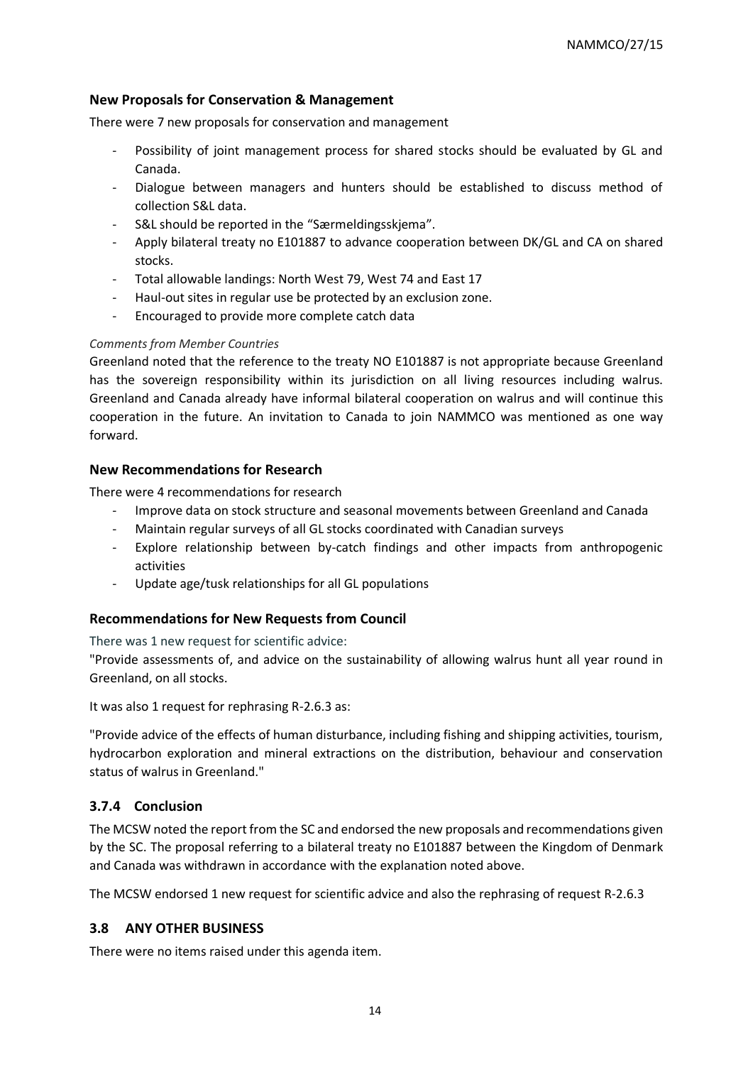### New Proposals for Conservation & Management

There were 7 new proposals for conservation and management

- Possibility of joint management process for shared stocks should be evaluated by GL and Canada.
- Dialogue between managers and hunters should be established to discuss method of collection S&L data.
- S&L should be reported in the "Særmeldingsskjema".
- Apply bilateral treaty no E101887 to advance cooperation between DK/GL and CA on shared stocks.
- Total allowable landings: North West 79, West 74 and East 17
- Haul-out sites in regular use be protected by an exclusion zone.
- Encouraged to provide more complete catch data

*Comments from Member Countries*

Greenland noted that the reference to the treaty NO E101887 is not appropriate because Greenland has the sovereign responsibility within its jurisdiction on all living resources including walrus. Greenland and Canada already have informal bilateral cooperation on walrus and will continue this cooperation in the future. An invitation to Canada to join NAMMCO was mentioned as one way forward.

### New Recommendations for Research

There were 4 recommendations for research

- Improve data on stock structure and seasonal movements between Greenland and Canada
- Maintain regular surveys of all GL stocks coordinated with Canadian surveys
- Explore relationship between by-catch findings and other impacts from anthropogenic activities
- Update age/tusk relationships for all GL populations

### Recommendations for New Requests from Council

There was 1 new request for scientific advice:

"Provide assessments of, and advice on the sustainability of allowing walrus hunt all year round in Greenland, on all stocks.

It was also 1 request for rephrasing R-2.6.3 as:

"Provide advice of the effects of human disturbance, including fishing and shipping activities, tourism, hydrocarbon exploration and mineral extractions on the distribution, behaviour and conservation status of walrus in Greenland."

### 3.7.4 Conclusion

The MCSW noted the report from the SC and endorsed the new proposals and recommendations given by the SC. The proposal referring to a bilateral treaty no E101887 between the Kingdom of Denmark and Canada was withdrawn in accordance with the explanation noted above.

The MCSW endorsed 1 new request for scientific advice and also the rephrasing of request R-2.6.3

## 3.8 ANY OTHER BUSINESS

There were no items raised under this agenda item.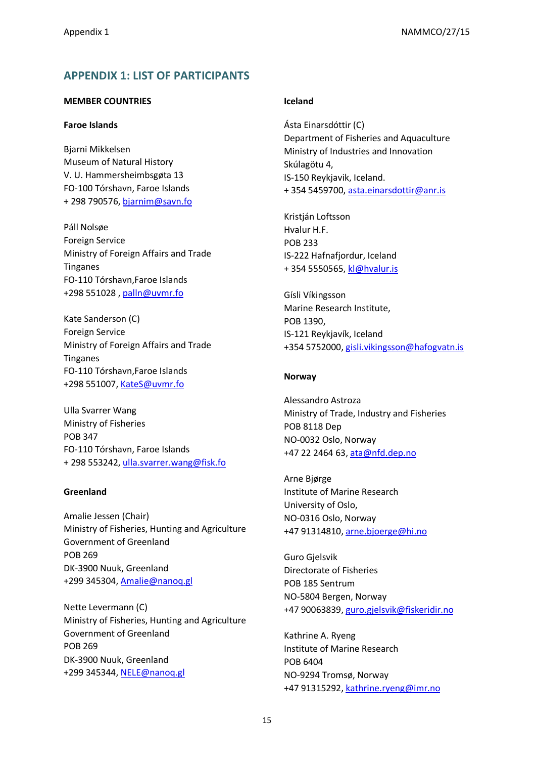## APPENDIX 1: LIST OF PARTICIPANTS

**MEMBER COUNTRIES**

**Faroe Islands**

Bjarni Mikkelsen
Museum of Natural History
V. U. Hammersheimbsgøta 13
FO-100 Tórshavn, Faroe Islands
+ 298 790576, bjarnim@savn.fo

Páll Nolsøe
Foreign Service
Ministry of Foreign Affairs and Trade
Tinganes
FO-110 Tórshavn,Faroe Islands
+298 551028 , palln@uvmr.fo

Kate Sanderson (C)
Foreign Service
Ministry of Foreign Affairs and Trade
Tinganes
FO-110 Tórshavn,Faroe Islands
+298 551007, KateS@uvmr.fo

Ulla Svarrer Wang
Ministry of Fisheries
POB 347
FO-110 Tórshavn, Faroe Islands
+ 298 553242, ulla.svarrer.wang@fisk.fo

**Greenland**

Amalie Jessen (Chair)
Ministry of Fisheries, Hunting and Agriculture
Government of Greenland
POB 269
DK-3900 Nuuk, Greenland
+299 345304, Amalie@nanoq.gl

Nette Levermann (C)
Ministry of Fisheries, Hunting and Agriculture
Government of Greenland
POB 269
DK-3900 Nuuk, Greenland
+299 345344, NELE@nanoq.gl

**Iceland**

Ásta Einarsdóttir (C)
Department of Fisheries and Aquaculture
Ministry of Industries and Innovation
Skúlagötu 4,
IS-150 Reykjavik, Iceland.
+ 354 5459700, asta.einarsdottir@anr.is

Kristján Loftsson
Hvalur H.F.
POB 233
IS-222 Hafnafjordur, Iceland
+ 354 5550565, kl@hvalur.is

Gísli Víkingsson
Marine Research Institute,
POB 1390,
IS-121 Reykjavík, Iceland
+354 5752000, gisli.vikingsson@hafogvatn.is

**Norway**

Alessandro Astroza
Ministry of Trade, Industry and Fisheries
POB 8118 Dep
NO-0032 Oslo, Norway
+47 22 2464 63, ata@nfd.dep.no

Arne Bjørge
Institute of Marine Research
University of Oslo,
NO-0316 Oslo, Norway
+47 91314810, arne.bjoerge@hi.no

Guro Gjelsvik
Directorate of Fisheries
POB 185 Sentrum
NO-5804 Bergen, Norway
+47 90063839, guro.gjelsvik@fiskeridir.no

Kathrine A. Ryeng
Institute of Marine Research
POB 6404
NO-9294 Tromsø, Norway
+47 91315292, kathrine.ryeng@imr.no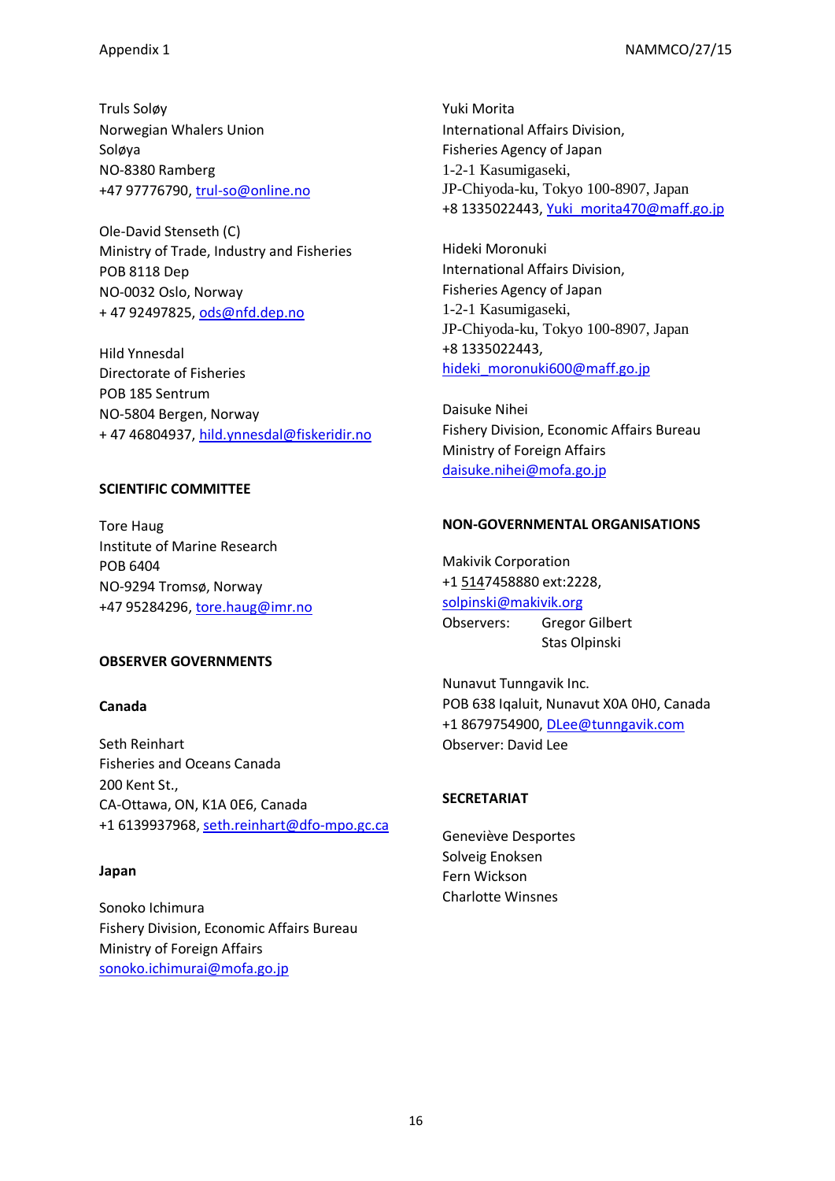Truls Soløy
Norwegian Whalers Union
Soløya
NO-8380 Ramberg
+47 97776790, trul-so@online.no

Ole-David Stenseth (C)
Ministry of Trade, Industry and Fisheries
POB 8118 Dep
NO-0032 Oslo, Norway
+ 47 92497825, ods@nfd.dep.no

Hild Ynnesdal
Directorate of Fisheries
POB 185 Sentrum
NO-5804 Bergen, Norway
+ 47 46804937, hild.ynnesdal@fiskeridir.no

**SCIENTIFIC COMMITTEE**

Tore Haug
Institute of Marine Research
POB 6404
NO-9294 Tromsø, Norway
+47 95284296, tore.haug@imr.no

**OBSERVER GOVERNMENTS**

**Canada**

Seth Reinhart
Fisheries and Oceans Canada
200 Kent St.,
CA-Ottawa, ON, K1A 0E6, Canada
+1 6139937968, seth.reinhart@dfo-mpo.gc.ca

**Japan**

Sonoko Ichimura
Fishery Division, Economic Affairs Bureau
Ministry of Foreign Affairs
sonoko.ichimurai@mofa.go.jp

Yuki Morita
International Affairs Division,
Fisheries Agency of Japan
1-2-1 Kasumigaseki,
JP-Chiyoda-ku, Tokyo 100-8907, Japan
+8 1335022443, Yuki_morita470@maff.go.jp

Hideki Moronuki
International Affairs Division,
Fisheries Agency of Japan
1-2-1 Kasumigaseki,
JP-Chiyoda-ku, Tokyo 100-8907, Japan
+8 1335022443,
hideki_moronuki600@maff.go.jp

Daisuke Nihei
Fishery Division, Economic Affairs Bureau
Ministry of Foreign Affairs
daisuke.nihei@mofa.go.jp

**NON-GOVERNMENTAL ORGANISATIONS**

Makivik Corporation
+1 5147458880 ext:2228,
solpinski@makivik.org
Observers: Gregor Gilbert
Stas Olpinski

Nunavut Tunngavik Inc.
POB 638 Iqaluit, Nunavut X0A 0H0, Canada
+1 8679754900, DLee@tunngavik.com
Observer: David Lee

**SECRETARIAT**

Geneviève Desportes
Solveig Enoksen
Fern Wickson
Charlotte Winsnes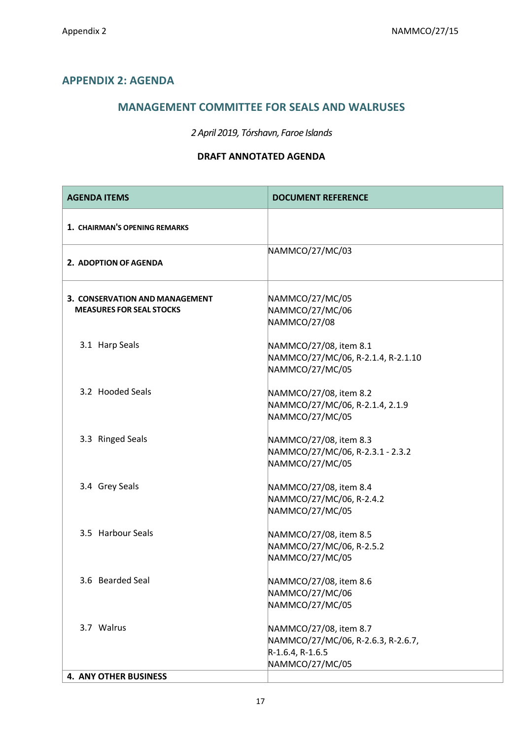## APPENDIX 2: AGENDA

## MANAGEMENT COMMITTEE FOR SEALS AND WALRUSES

*2 April 2019, Tórshavn, Faroe Islands*

**DRAFT ANNOTATED AGENDA**

| AGENDA ITEMS | DOCUMENT REFERENCE |
|---|---|
| **1. CHAIRMAN'S OPENING REMARKS** | |
| **2. ADOPTION OF AGENDA** | NAMMCO/27/MC/03 |
| **3. CONSERVATION AND MANAGEMENT MEASURES FOR SEAL STOCKS** | NAMMCO/27/MC/05<br>NAMMCO/27/MC/06<br>NAMMCO/27/08 |
| 3.1 Harp Seals | NAMMCO/27/08, item 8.1<br>NAMMCO/27/MC/06, R-2.1.4, R-2.1.10<br>NAMMCO/27/MC/05 |
| 3.2 Hooded Seals | NAMMCO/27/08, item 8.2<br>NAMMCO/27/MC/06, R-2.1.4, 2.1.9<br>NAMMCO/27/MC/05 |
| 3.3 Ringed Seals | NAMMCO/27/08, item 8.3<br>NAMMCO/27/MC/06, R-2.3.1 - 2.3.2<br>NAMMCO/27/MC/05 |
| 3.4 Grey Seals | NAMMCO/27/08, item 8.4<br>NAMMCO/27/MC/06, R-2.4.2<br>NAMMCO/27/MC/05 |
| 3.5 Harbour Seals | NAMMCO/27/08, item 8.5<br>NAMMCO/27/MC/06, R-2.5.2<br>NAMMCO/27/MC/05 |
| 3.6 Bearded Seal | NAMMCO/27/08, item 8.6<br>NAMMCO/27/MC/06<br>NAMMCO/27/MC/05 |
| 3.7 Walrus | NAMMCO/27/08, item 8.7<br>NAMMCO/27/MC/06, R-2.6.3, R-2.6.7,<br>R-1.6.4, R-1.6.5<br>NAMMCO/27/MC/05 |
| **4. ANY OTHER BUSINESS** | |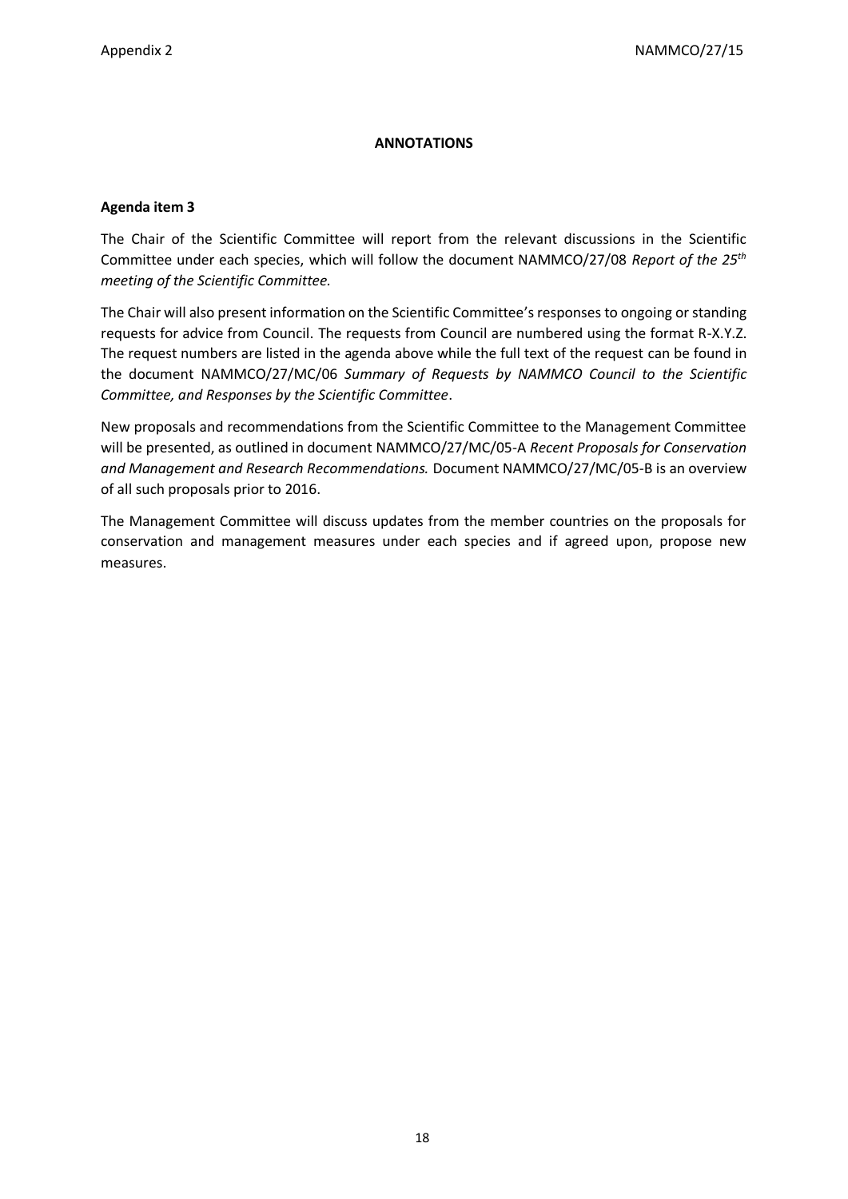**ANNOTATIONS**

**Agenda item 3**

The Chair of the Scientific Committee will report from the relevant discussions in the Scientific Committee under each species, which will follow the document NAMMCO/27/08 *Report of the 25[th] meeting of the Scientific Committee.*

The Chair will also present information on the Scientific Committee's responses to ongoing or standing requests for advice from Council. The requests from Council are numbered using the format R-X.Y.Z. The request numbers are listed in the agenda above while the full text of the request can be found in the document NAMMCO/27/MC/06 *Summary of Requests by NAMMCO Council to the Scientific Committee, and Responses by the Scientific Committee*.

New proposals and recommendations from the Scientific Committee to the Management Committee will be presented, as outlined in document NAMMCO/27/MC/05-A *Recent Proposals for Conservation and Management and Research Recommendations.* Document NAMMCO/27/MC/05-B is an overview of all such proposals prior to 2016.

The Management Committee will discuss updates from the member countries on the proposals for conservation and management measures under each species and if agreed upon, propose new measures.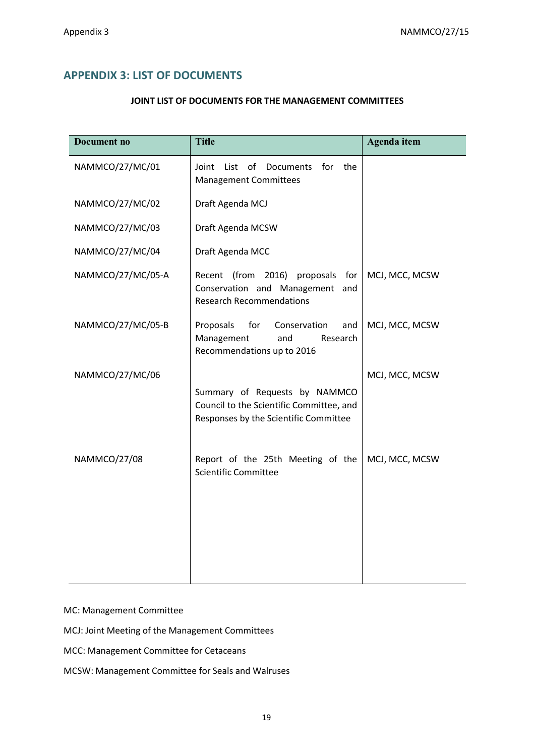## APPENDIX 3: LIST OF DOCUMENTS

**JOINT LIST OF DOCUMENTS FOR THE MANAGEMENT COMMITTEES**

| Document no | Title | Agenda item |
|---|---|---|
| NAMMCO/27/MC/01 | Joint List of Documents for the Management Committees | |
| NAMMCO/27/MC/02 | Draft Agenda MCJ | |
| NAMMCO/27/MC/03 | Draft Agenda MCSW | |
| NAMMCO/27/MC/04 | Draft Agenda MCC | |
| NAMMCO/27/MC/05-A | Recent (from 2016) proposals for Conservation and Management and Research Recommendations | MCJ, MCC, MCSW |
| NAMMCO/27/MC/05-B | Proposals for Conservation and Management and Research Recommendations up to 2016 | MCJ, MCC, MCSW |
| NAMMCO/27/MC/06 | Summary of Requests by NAMMCO Council to the Scientific Committee, and Responses by the Scientific Committee | MCJ, MCC, MCSW |
| NAMMCO/27/08 | Report of the 25th Meeting of the Scientific Committee | MCJ, MCC, MCSW |

MC: Management Committee

MCJ: Joint Meeting of the Management Committees

MCC: Management Committee for Cetaceans

MCSW: Management Committee for Seals and Walruses